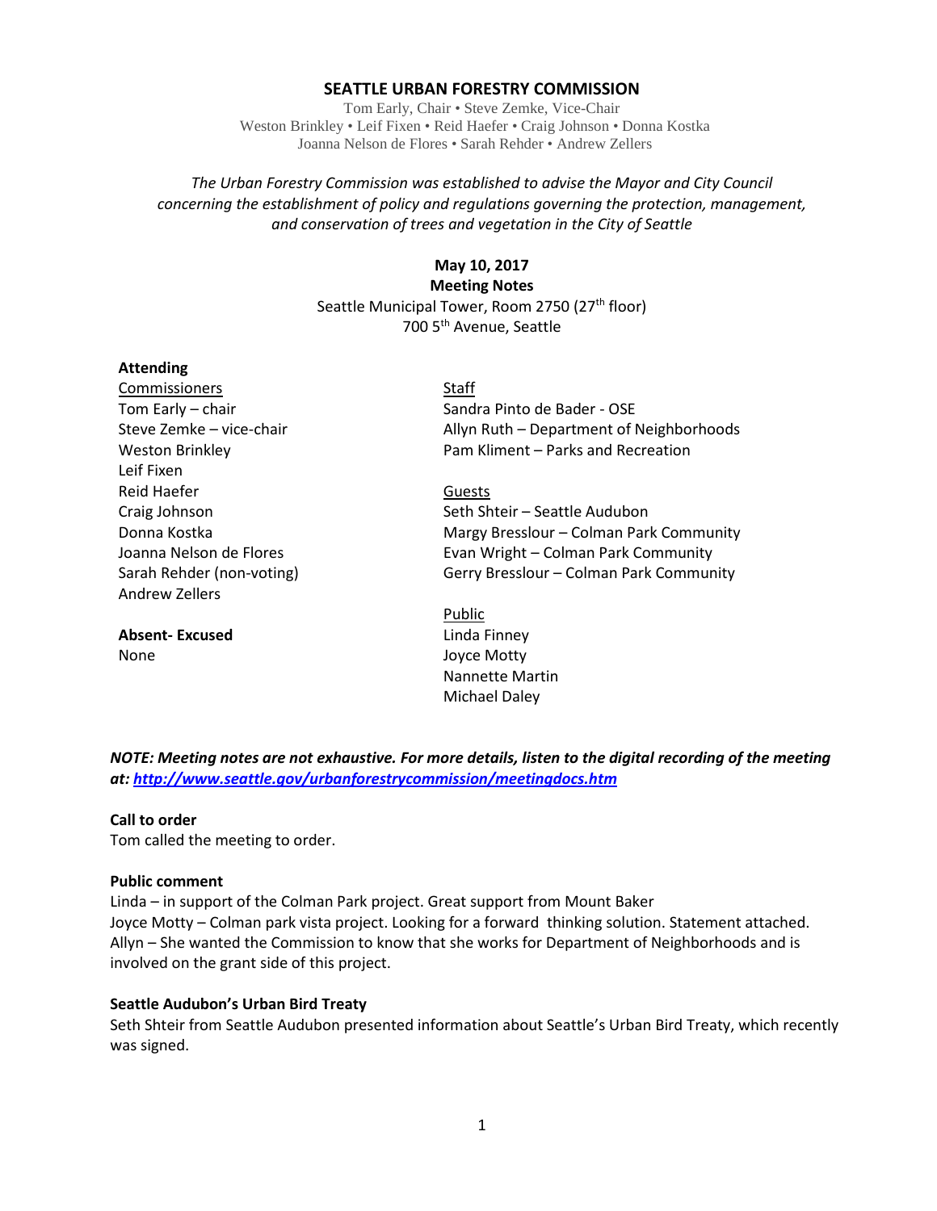# SEATTLE URBAN FORESTRY COMMISSION

Tom Early, Chair • Steve Zemke, Vice-Chair
Weston Brinkley • Leif Fixen • Reid Haefer • Craig Johnson • Donna Kostka
Joanna Nelson de Flores • Sarah Rehder • Andrew Zellers

*The Urban Forestry Commission was established to advise the Mayor and City Council concerning the establishment of policy and regulations governing the protection, management, and conservation of trees and vegetation in the City of Seattle*

**May 10, 2017**
**Meeting Notes**
Seattle Municipal Tower, Room 2750 (27th floor)
700 5th Avenue, Seattle

**Attending**

Commissioners
Tom Early – chair
Steve Zemke – vice-chair
Weston Brinkley
Leif Fixen
Reid Haefer
Craig Johnson
Donna Kostka
Joanna Nelson de Flores
Sarah Rehder (non-voting)
Andrew Zellers

**Absent- Excused**
None

Staff
Sandra Pinto de Bader - OSE
Allyn Ruth – Department of Neighborhoods
Pam Kliment – Parks and Recreation

Guests
Seth Shteir – Seattle Audubon
Margy Bresslour – Colman Park Community
Evan Wright – Colman Park Community
Gerry Bresslour – Colman Park Community

Public
Linda Finney
Joyce Motty
Nannette Martin
Michael Daley

***NOTE: Meeting notes are not exhaustive. For more details, listen to the digital recording of the meeting at: http://www.seattle.gov/urbanforestrycommission/meetingdocs.htm***

**Call to order**
Tom called the meeting to order.

**Public comment**
Linda – in support of the Colman Park project. Great support from Mount Baker
Joyce Motty – Colman park vista project. Looking for a forward thinking solution. Statement attached.
Allyn – She wanted the Commission to know that she works for Department of Neighborhoods and is involved on the grant side of this project.

**Seattle Audubon's Urban Bird Treaty**
Seth Shteir from Seattle Audubon presented information about Seattle's Urban Bird Treaty, which recently was signed.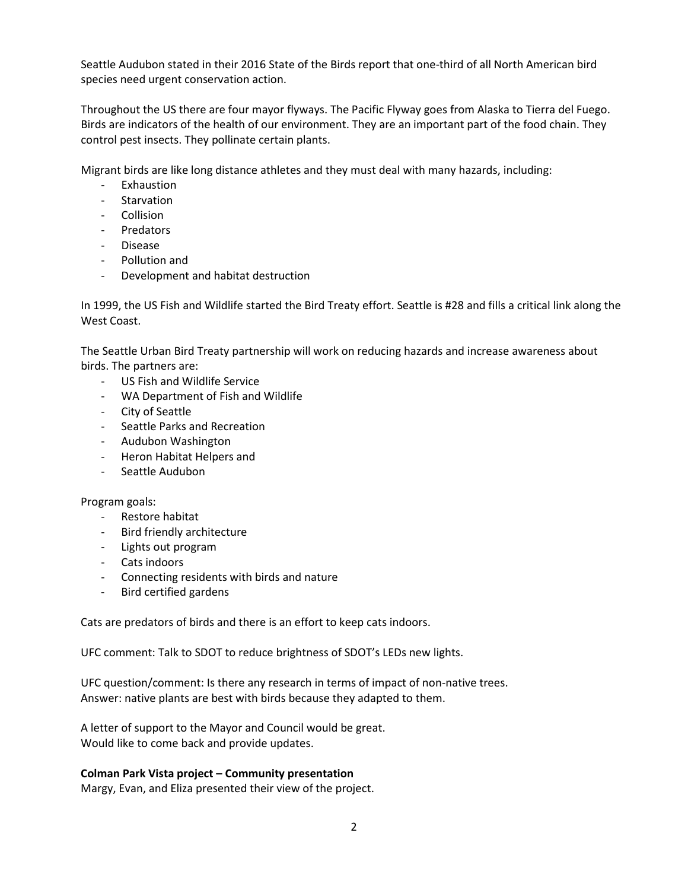Seattle Audubon stated in their 2016 State of the Birds report that one-third of all North American bird species need urgent conservation action.

Throughout the US there are four mayor flyways. The Pacific Flyway goes from Alaska to Tierra del Fuego. Birds are indicators of the health of our environment. They are an important part of the food chain. They control pest insects. They pollinate certain plants.

Migrant birds are like long distance athletes and they must deal with many hazards, including:

- Exhaustion
- Starvation
- Collision
- Predators
- Disease
- Pollution and
- Development and habitat destruction

In 1999, the US Fish and Wildlife started the Bird Treaty effort. Seattle is #28 and fills a critical link along the West Coast.

The Seattle Urban Bird Treaty partnership will work on reducing hazards and increase awareness about birds. The partners are:

- US Fish and Wildlife Service
- WA Department of Fish and Wildlife
- City of Seattle
- Seattle Parks and Recreation
- Audubon Washington
- Heron Habitat Helpers and
- Seattle Audubon

Program goals:

- Restore habitat
- Bird friendly architecture
- Lights out program
- Cats indoors
- Connecting residents with birds and nature
- Bird certified gardens

Cats are predators of birds and there is an effort to keep cats indoors.

UFC comment: Talk to SDOT to reduce brightness of SDOT's LEDs new lights.

UFC question/comment: Is there any research in terms of impact of non-native trees.
Answer: native plants are best with birds because they adapted to them.

A letter of support to the Mayor and Council would be great.
Would like to come back and provide updates.

**Colman Park Vista project – Community presentation**
Margy, Evan, and Eliza presented their view of the project.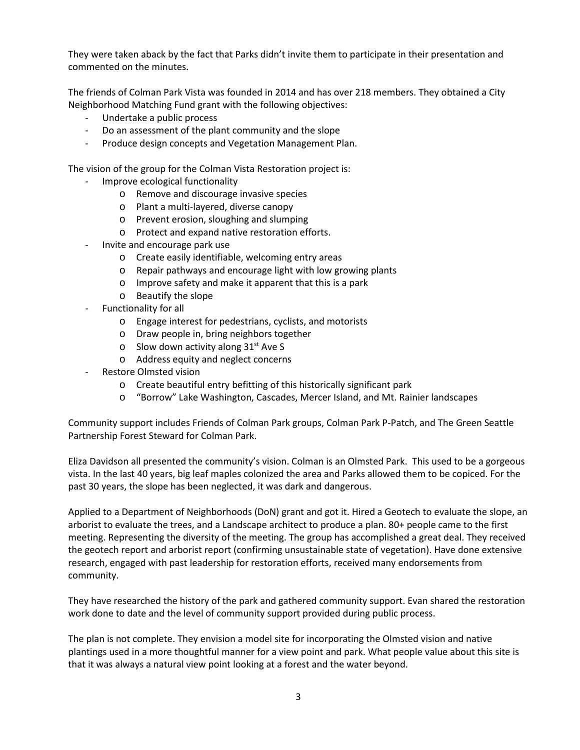They were taken aback by the fact that Parks didn't invite them to participate in their presentation and commented on the minutes.

The friends of Colman Park Vista was founded in 2014 and has over 218 members. They obtained a City Neighborhood Matching Fund grant with the following objectives:

- Undertake a public process
- Do an assessment of the plant community and the slope
- Produce design concepts and Vegetation Management Plan.

The vision of the group for the Colman Vista Restoration project is:

- Improve ecological functionality
  - Remove and discourage invasive species
  - Plant a multi-layered, diverse canopy
  - Prevent erosion, sloughing and slumping
  - Protect and expand native restoration efforts.
- Invite and encourage park use
  - Create easily identifiable, welcoming entry areas
  - Repair pathways and encourage light with low growing plants
  - Improve safety and make it apparent that this is a park
  - Beautify the slope
- Functionality for all
  - Engage interest for pedestrians, cyclists, and motorists
  - Draw people in, bring neighbors together
  - Slow down activity along 31st Ave S
  - Address equity and neglect concerns
- Restore Olmsted vision
  - Create beautiful entry befitting of this historically significant park
  - "Borrow" Lake Washington, Cascades, Mercer Island, and Mt. Rainier landscapes

Community support includes Friends of Colman Park groups, Colman Park P-Patch, and The Green Seattle Partnership Forest Steward for Colman Park.

Eliza Davidson all presented the community's vision. Colman is an Olmsted Park. This used to be a gorgeous vista. In the last 40 years, big leaf maples colonized the area and Parks allowed them to be copiced. For the past 30 years, the slope has been neglected, it was dark and dangerous.

Applied to a Department of Neighborhoods (DoN) grant and got it. Hired a Geotech to evaluate the slope, an arborist to evaluate the trees, and a Landscape architect to produce a plan. 80+ people came to the first meeting. Representing the diversity of the meeting. The group has accomplished a great deal. They received the geotech report and arborist report (confirming unsustainable state of vegetation). Have done extensive research, engaged with past leadership for restoration efforts, received many endorsements from community.

They have researched the history of the park and gathered community support. Evan shared the restoration work done to date and the level of community support provided during public process.

The plan is not complete. They envision a model site for incorporating the Olmsted vision and native plantings used in a more thoughtful manner for a view point and park. What people value about this site is that it was always a natural view point looking at a forest and the water beyond.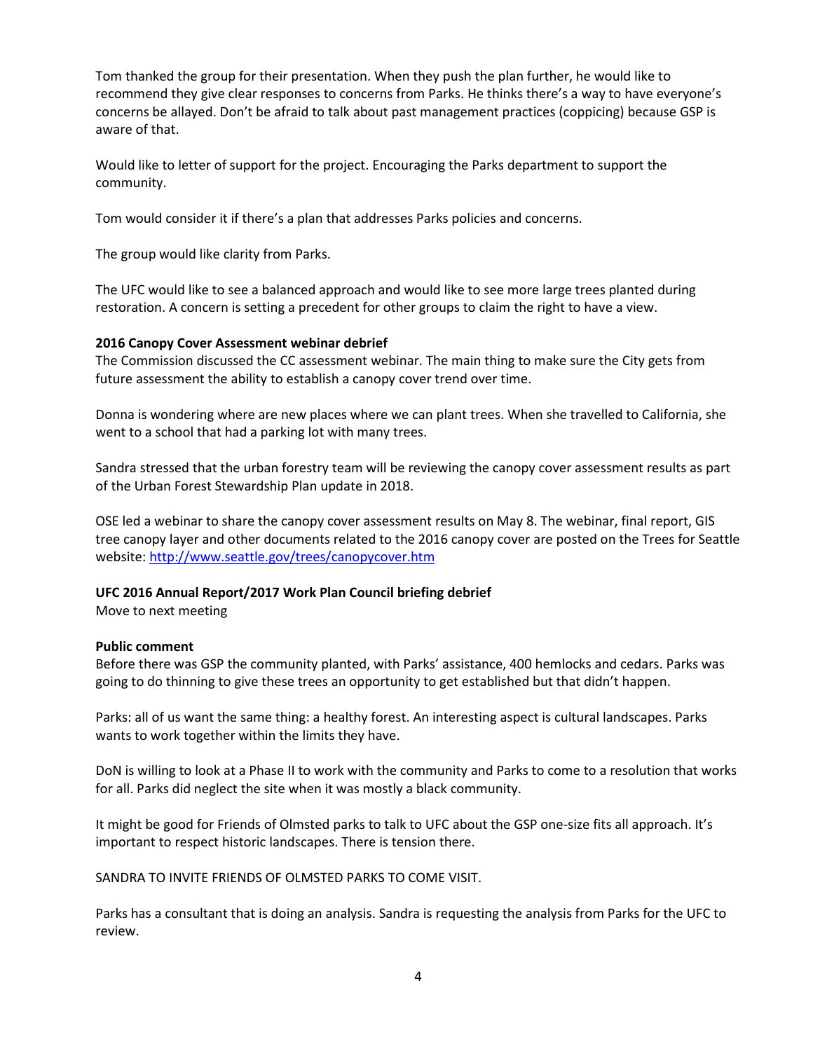Tom thanked the group for their presentation. When they push the plan further, he would like to recommend they give clear responses to concerns from Parks. He thinks there's a way to have everyone's concerns be allayed. Don't be afraid to talk about past management practices (coppicing) because GSP is aware of that.

Would like to letter of support for the project. Encouraging the Parks department to support the community.

Tom would consider it if there's a plan that addresses Parks policies and concerns.

The group would like clarity from Parks.

The UFC would like to see a balanced approach and would like to see more large trees planted during restoration. A concern is setting a precedent for other groups to claim the right to have a view.

**2016 Canopy Cover Assessment webinar debrief**
The Commission discussed the CC assessment webinar. The main thing to make sure the City gets from future assessment the ability to establish a canopy cover trend over time.

Donna is wondering where are new places where we can plant trees. When she travelled to California, she went to a school that had a parking lot with many trees.

Sandra stressed that the urban forestry team will be reviewing the canopy cover assessment results as part of the Urban Forest Stewardship Plan update in 2018.

OSE led a webinar to share the canopy cover assessment results on May 8. The webinar, final report, GIS tree canopy layer and other documents related to the 2016 canopy cover are posted on the Trees for Seattle website: [http://www.seattle.gov/trees/canopycover.htm](http://www.seattle.gov/trees/canopycover.htm)

**UFC 2016 Annual Report/2017 Work Plan Council briefing debrief**
Move to next meeting

**Public comment**
Before there was GSP the community planted, with Parks' assistance, 400 hemlocks and cedars. Parks was going to do thinning to give these trees an opportunity to get established but that didn't happen.

Parks: all of us want the same thing: a healthy forest. An interesting aspect is cultural landscapes. Parks wants to work together within the limits they have.

DoN is willing to look at a Phase II to work with the community and Parks to come to a resolution that works for all. Parks did neglect the site when it was mostly a black community.

It might be good for Friends of Olmsted parks to talk to UFC about the GSP one-size fits all approach. It's important to respect historic landscapes. There is tension there.

SANDRA TO INVITE FRIENDS OF OLMSTED PARKS TO COME VISIT.

Parks has a consultant that is doing an analysis. Sandra is requesting the analysis from Parks for the UFC to review.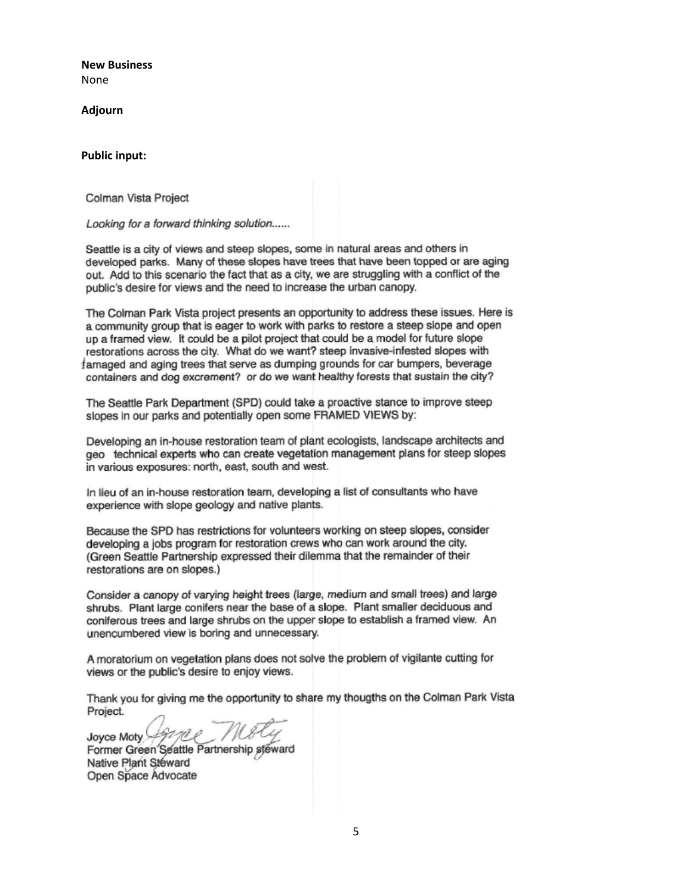**New Business**
None

**Adjourn**

**Public input:**

Colman Vista Project

*Looking for a forward thinking solution......*

Seattle is a city of views and steep slopes, some in natural areas and others in developed parks. Many of these slopes have trees that have been topped or are aging out. Add to this scenario the fact that as a city, we are struggling with a conflict of the public's desire for views and the need to increase the urban canopy.

The Colman Park Vista project presents an opportunity to address these issues. Here is a community group that is eager to work with parks to restore a steep slope and open up a framed view. It could be a pilot project that could be a model for future slope restorations across the city. What do we want? steep invasive-infested slopes with damaged and aging trees that serve as dumping grounds for car bumpers, beverage containers and dog excrement? or do we want healthy forests that sustain the city?

The Seattle Park Department (SPD) could take a proactive stance to improve steep slopes in our parks and potentially open some FRAMED VIEWS by:

Developing an in-house restoration team of plant ecologists, landscape architects and geo technical experts who can create vegetation management plans for steep slopes in various exposures: north, east, south and west.

In lieu of an in-house restoration team, developing a list of consultants who have experience with slope geology and native plants.

Because the SPD has restrictions for volunteers working on steep slopes, consider developing a jobs program for restoration crews who can work around the city. (Green Seattle Partnership expressed their dilemma that the remainder of their restorations are on slopes.)

Consider a canopy of varying height trees (large, medium and small trees) and large shrubs. Plant large conifers near the base of a slope. Plant smaller deciduous and coniferous trees and large shrubs on the upper slope to establish a framed view. An unencumbered view is boring and unnecessary.

A moratorium on vegetation plans does not solve the problem of vigilante cutting for views or the public's desire to enjoy views.

Thank you for giving me the opportunity to share my thougths on the Colman Park Vista Project.

Joyce Moty
Former Green Seattle Partnership steward
Native Plant Steward
Open Space Advocate